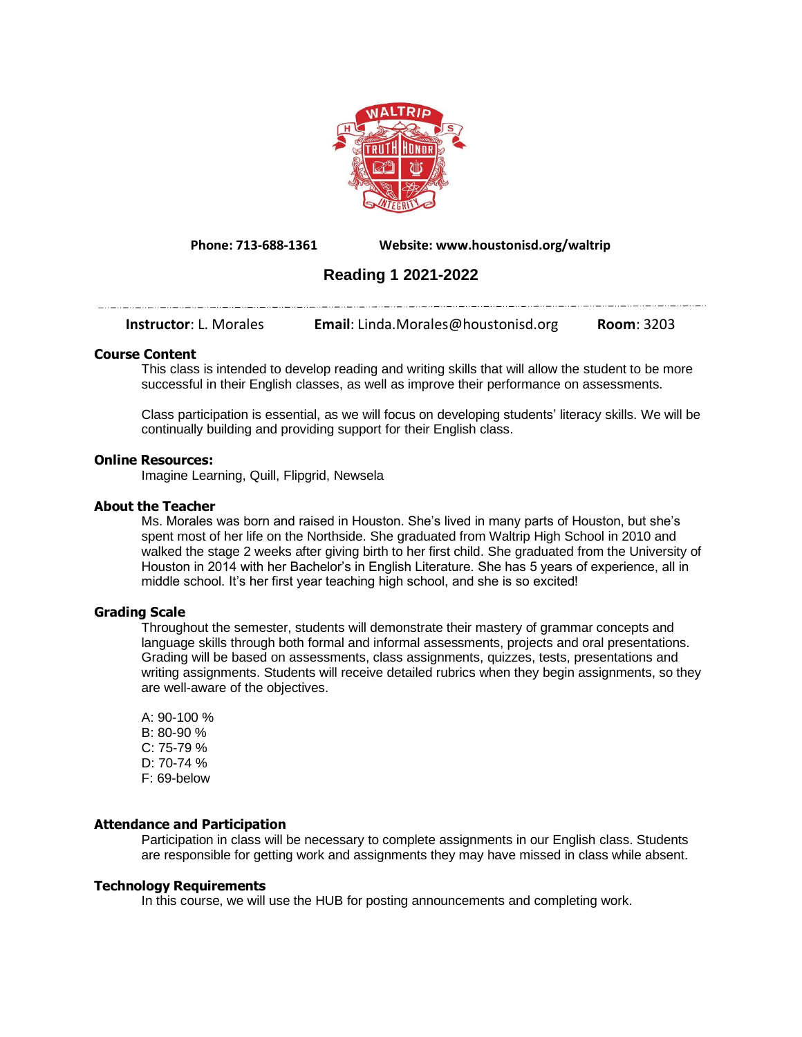**Phone: 713-688-1361** **Website: www.houstonisd.org/waltrip**

# Reading 1 2021-2022

**Instructor**: L. Morales **Email**: Linda.Morales@houstonisd.org **Room**: 3203

## Course Content

This class is intended to develop reading and writing skills that will allow the student to be more successful in their English classes, as well as improve their performance on assessments.

Class participation is essential, as we will focus on developing students' literacy skills. We will be continually building and providing support for their English class.

## Online Resources:

Imagine Learning, Quill, Flipgrid, Newsela

## About the Teacher

Ms. Morales was born and raised in Houston. She's lived in many parts of Houston, but she's spent most of her life on the Northside. She graduated from Waltrip High School in 2010 and walked the stage 2 weeks after giving birth to her first child. She graduated from the University of Houston in 2014 with her Bachelor's in English Literature. She has 5 years of experience, all in middle school. It's her first year teaching high school, and she is so excited!

## Grading Scale

Throughout the semester, students will demonstrate their mastery of grammar concepts and language skills through both formal and informal assessments, projects and oral presentations. Grading will be based on assessments, class assignments, quizzes, tests, presentations and writing assignments. Students will receive detailed rubrics when they begin assignments, so they are well-aware of the objectives.

A: 90-100 %
B: 80-90 %
C: 75-79 %
D: 70-74 %
F: 69-below

## Attendance and Participation

Participation in class will be necessary to complete assignments in our English class. Students are responsible for getting work and assignments they may have missed in class while absent.

## Technology Requirements

In this course, we will use the HUB for posting announcements and completing work.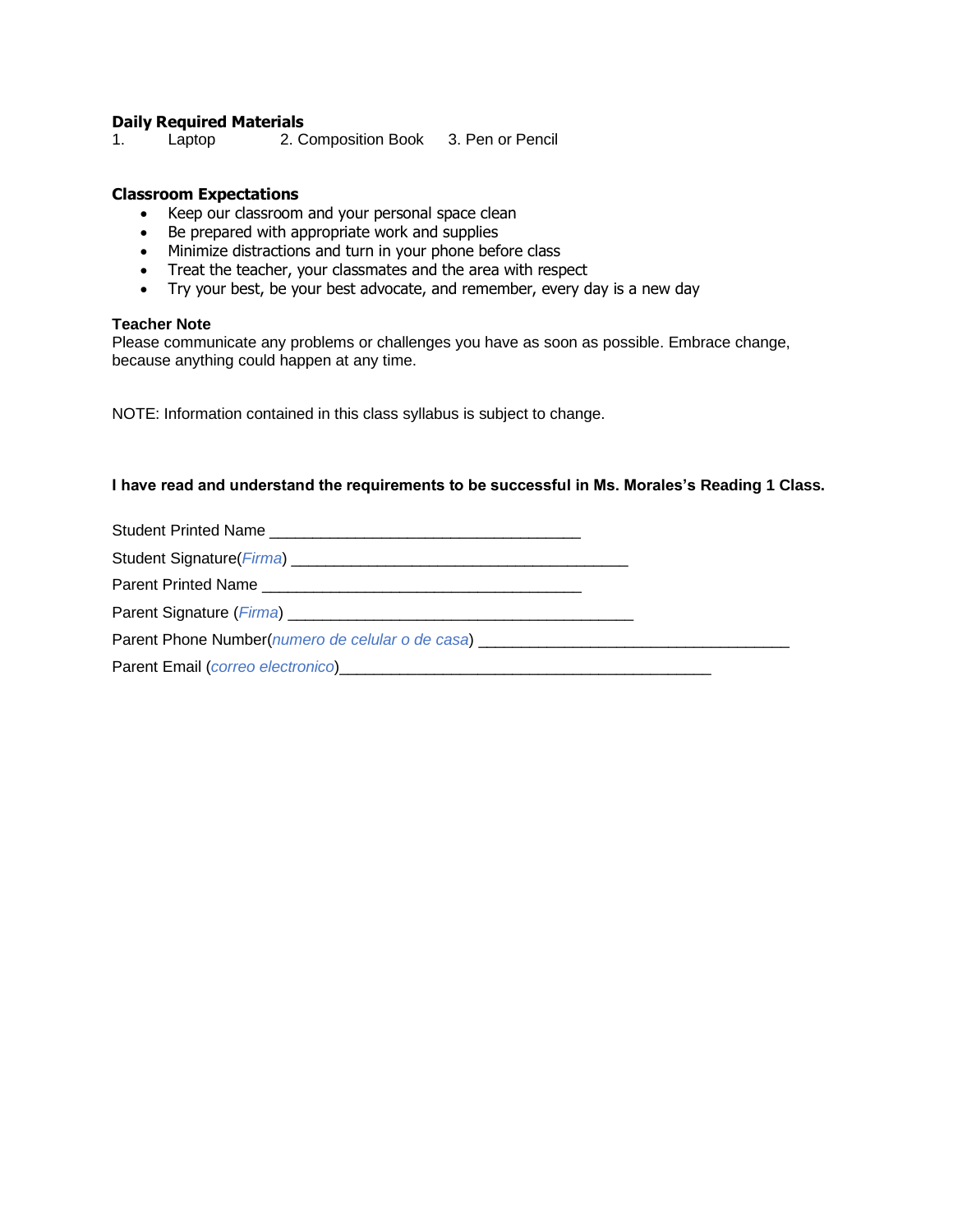**Daily Required Materials**

1. Laptop 2. Composition Book 3. Pen or Pencil

**Classroom Expectations**

- Keep our classroom and your personal space clean
- Be prepared with appropriate work and supplies
- Minimize distractions and turn in your phone before class
- Treat the teacher, your classmates and the area with respect
- Try your best, be your best advocate, and remember, every day is a new day

**Teacher Note**

Please communicate any problems or challenges you have as soon as possible. Embrace change, because anything could happen at any time.

NOTE: Information contained in this class syllabus is subject to change.

**I have read and understand the requirements to be successful in Ms. Morales's Reading 1 Class.**

Student Printed Name ___________________________________

Student Signature(*Firma*) _______________________________________

Parent Printed Name ____________________________________

Parent Signature (*Firma*) ________________________________________

Parent Phone Number(*numero de celular o de casa*) ____________________________________

Parent Email (*correo electronico*)___________________________________________